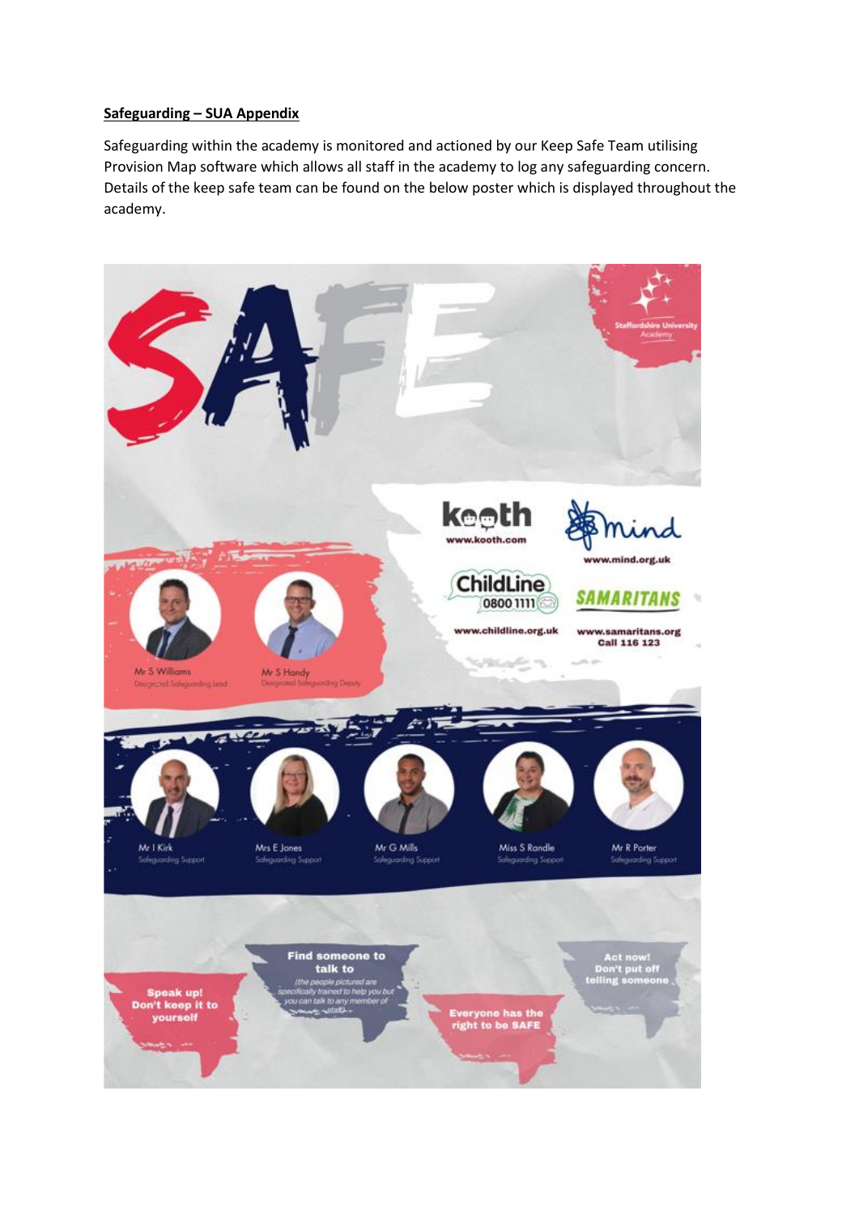**Safeguarding – SUA Appendix**

Safeguarding within the academy is monitored and actioned by our Keep Safe Team utilising Provision Map software which allows all staff in the academy to log any safeguarding concern. Details of the keep safe team can be found on the below poster which is displayed throughout the academy.

# SAFE

Staffordshire University Academy

kooth
www.kooth.com

mind
www.mind.org.uk

ChildLine 0800 1111
www.childline.org.uk

SAMARITANS
www.samaritans.org
Call 116 123

Mr S Williams
Designated Safeguarding Lead

Mr S Handy
Designated Safeguarding Deputy

Mr I Kirk
Safeguarding Support

Mrs E Jones
Safeguarding Support

Mr G Mills
Safeguarding Support

Miss S Randle
Safeguarding Support

Mr R Porter
Safeguarding Support

**Speak up! Don't keep it to yourself**

**Find someone to talk to**
*(the people pictured are specifically trained to help you but you can talk to any member of staff)*

**Everyone has the right to be SAFE**

**Act now! Don't put off telling someone**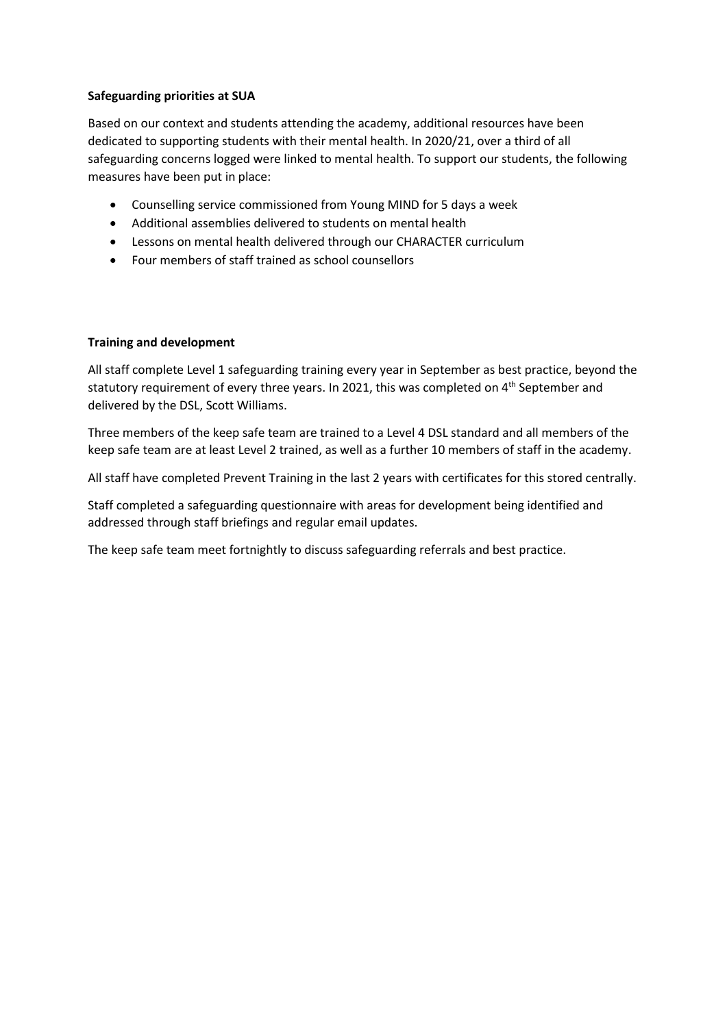**Safeguarding priorities at SUA**

Based on our context and students attending the academy, additional resources have been dedicated to supporting students with their mental health. In 2020/21, over a third of all safeguarding concerns logged were linked to mental health. To support our students, the following measures have been put in place:

- Counselling service commissioned from Young MIND for 5 days a week
- Additional assemblies delivered to students on mental health
- Lessons on mental health delivered through our CHARACTER curriculum
- Four members of staff trained as school counsellors

**Training and development**

All staff complete Level 1 safeguarding training every year in September as best practice, beyond the statutory requirement of every three years. In 2021, this was completed on 4th September and delivered by the DSL, Scott Williams.

Three members of the keep safe team are trained to a Level 4 DSL standard and all members of the keep safe team are at least Level 2 trained, as well as a further 10 members of staff in the academy.

All staff have completed Prevent Training in the last 2 years with certificates for this stored centrally.

Staff completed a safeguarding questionnaire with areas for development being identified and addressed through staff briefings and regular email updates.

The keep safe team meet fortnightly to discuss safeguarding referrals and best practice.